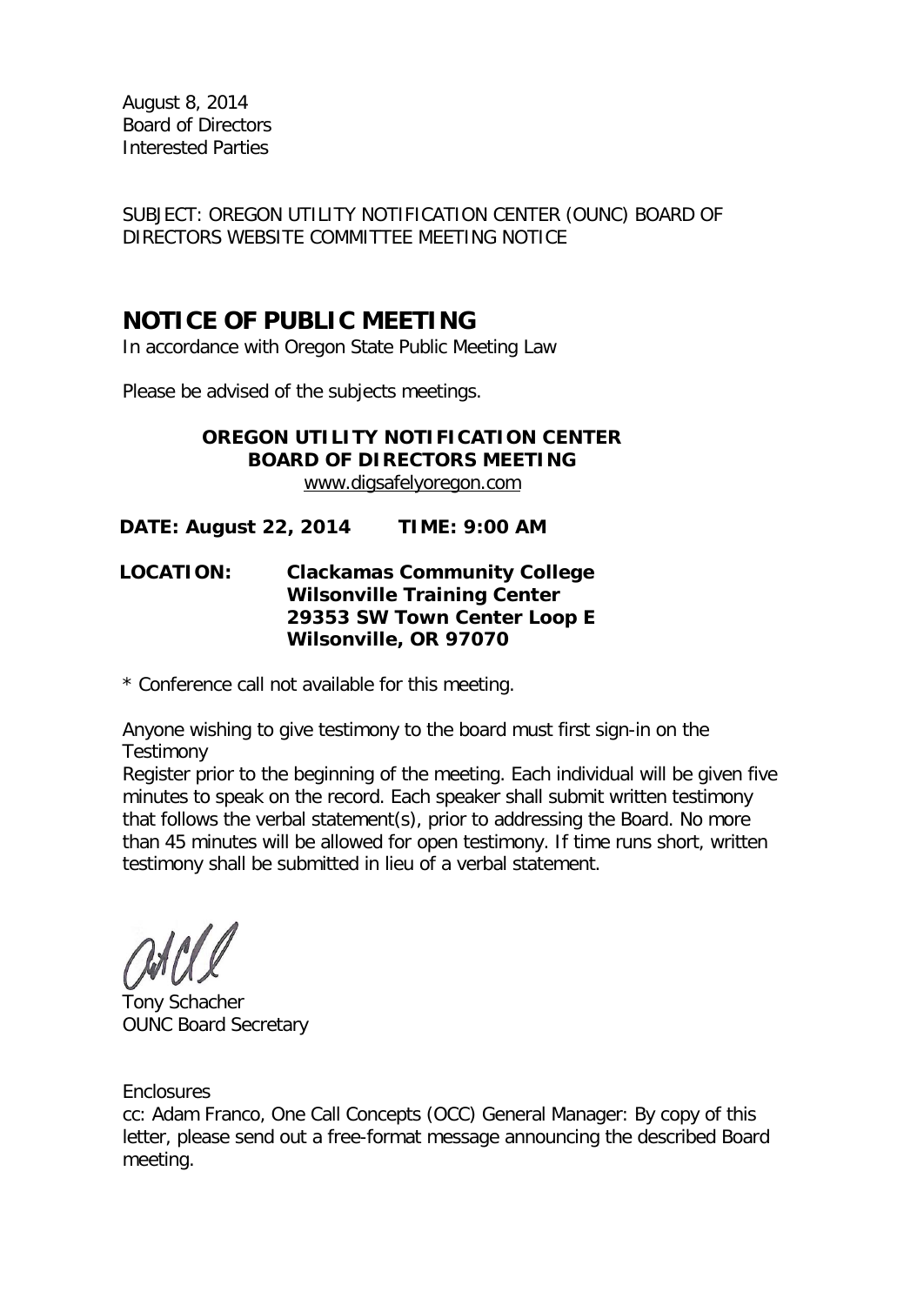August 8, 2014
Board of Directors
Interested Parties

SUBJECT: OREGON UTILITY NOTIFICATION CENTER (OUNC) BOARD OF DIRECTORS WEBSITE COMMITTEE MEETING NOTICE

## NOTICE OF PUBLIC MEETING

In accordance with Oregon State Public Meeting Law

Please be advised of the subjects meetings.

**OREGON UTILITY NOTIFICATION CENTER**
**BOARD OF DIRECTORS MEETING**
www.digsafelyoregon.com

**DATE: August 22, 2014 TIME: 9:00 AM**

**LOCATION: Clackamas Community College**
**Wilsonville Training Center**
**29353 SW Town Center Loop E**
**Wilsonville, OR 97070**

* Conference call not available for this meeting.

Anyone wishing to give testimony to the board must first sign-in on the Testimony
Register prior to the beginning of the meeting. Each individual will be given five minutes to speak on the record. Each speaker shall submit written testimony that follows the verbal statement(s), prior to addressing the Board. No more than 45 minutes will be allowed for open testimony. If time runs short, written testimony shall be submitted in lieu of a verbal statement.

Tony Schacher
OUNC Board Secretary

Enclosures
cc: Adam Franco, One Call Concepts (OCC) General Manager: By copy of this letter, please send out a free-format message announcing the described Board meeting.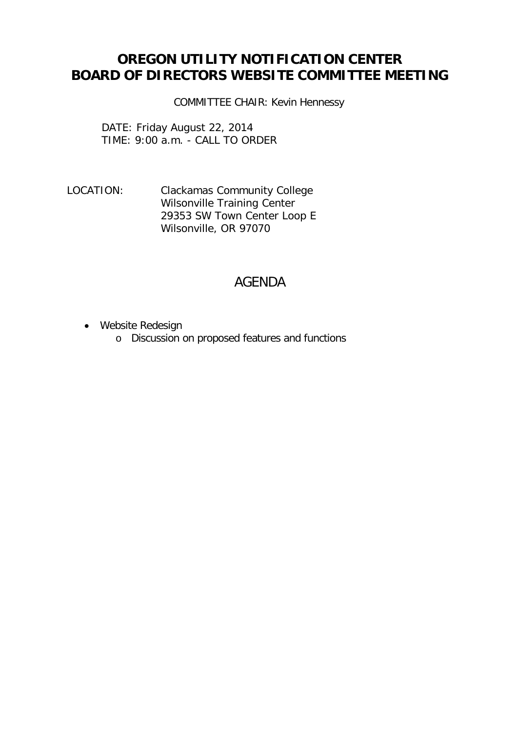# OREGON UTILITY NOTIFICATION CENTER
# BOARD OF DIRECTORS WEBSITE COMMITTEE MEETING

COMMITTEE CHAIR: Kevin Hennessy

DATE: Friday August 22, 2014
TIME: 9:00 a.m. - CALL TO ORDER

LOCATION: Clackamas Community College
Wilsonville Training Center
29353 SW Town Center Loop E
Wilsonville, OR 97070

## AGENDA

- Website Redesign
  - Discussion on proposed features and functions